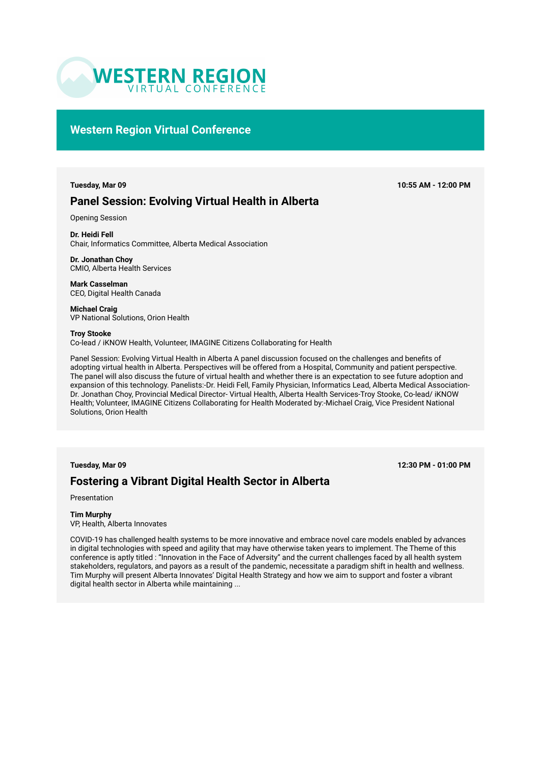# WESTERN REGION VIRTUAL CONFERENCE

## Western Region Virtual Conference

**Tuesday, Mar 09** **10:55 AM - 12:00 PM**

### Panel Session: Evolving Virtual Health in Alberta

Opening Session

**Dr. Heidi Fell**
Chair, Informatics Committee, Alberta Medical Association

**Dr. Jonathan Choy**
CMIO, Alberta Health Services

**Mark Casselman**
CEO, Digital Health Canada

**Michael Craig**
VP National Solutions, Orion Health

**Troy Stooke**
Co-lead / iKNOW Health, Volunteer, IMAGINE Citizens Collaborating for Health

Panel Session: Evolving Virtual Health in Alberta A panel discussion focused on the challenges and benefits of adopting virtual health in Alberta. Perspectives will be offered from a Hospital, Community and patient perspective. The panel will also discuss the future of virtual health and whether there is an expectation to see future adoption and expansion of this technology. Panelists:-Dr. Heidi Fell, Family Physician, Informatics Lead, Alberta Medical Association-Dr. Jonathan Choy, Provincial Medical Director- Virtual Health, Alberta Health Services-Troy Stooke, Co-lead/ iKNOW Health; Volunteer, IMAGINE Citizens Collaborating for Health Moderated by:-Michael Craig, Vice President National Solutions, Orion Health

**Tuesday, Mar 09** **12:30 PM - 01:00 PM**

### Fostering a Vibrant Digital Health Sector in Alberta

Presentation

**Tim Murphy**
VP, Health, Alberta Innovates

COVID-19 has challenged health systems to be more innovative and embrace novel care models enabled by advances in digital technologies with speed and agility that may have otherwise taken years to implement. The Theme of this conference is aptly titled : "Innovation in the Face of Adversity" and the current challenges faced by all health system stakeholders, regulators, and payors as a result of the pandemic, necessitate a paradigm shift in health and wellness. Tim Murphy will present Alberta Innovates' Digital Health Strategy and how we aim to support and foster a vibrant digital health sector in Alberta while maintaining ...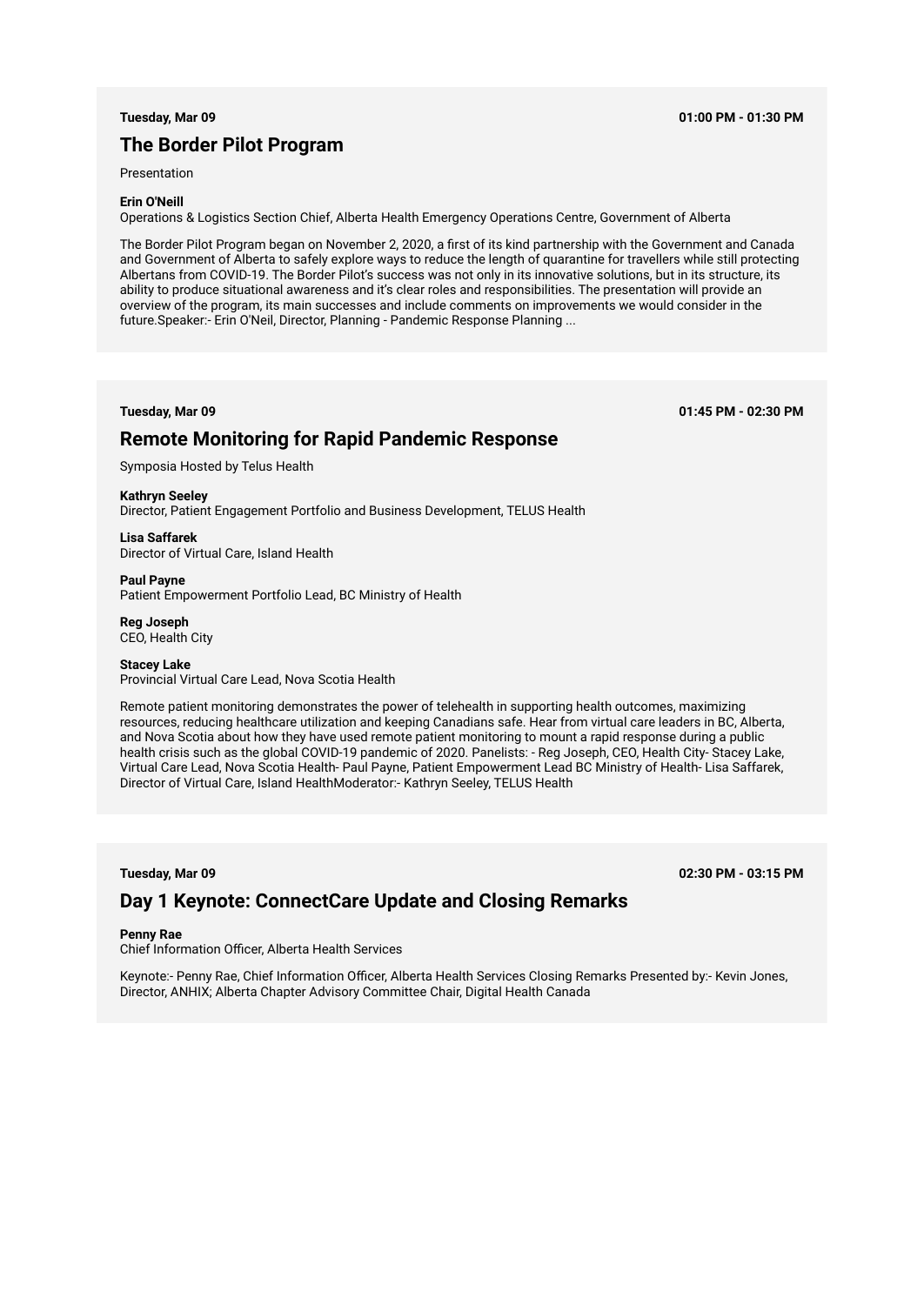**Tuesday, Mar 09** **01:00 PM - 01:30 PM**

## The Border Pilot Program

Presentation

**Erin O'Neill**
Operations & Logistics Section Chief, Alberta Health Emergency Operations Centre, Government of Alberta

The Border Pilot Program began on November 2, 2020, a first of its kind partnership with the Government and Canada and Government of Alberta to safely explore ways to reduce the length of quarantine for travellers while still protecting Albertans from COVID-19. The Border Pilot's success was not only in its innovative solutions, but in its structure, its ability to produce situational awareness and it's clear roles and responsibilities. The presentation will provide an overview of the program, its main successes and include comments on improvements we would consider in the future.Speaker:- Erin O'Neil, Director, Planning - Pandemic Response Planning ...

**Tuesday, Mar 09** **01:45 PM - 02:30 PM**

## Remote Monitoring for Rapid Pandemic Response

Symposia Hosted by Telus Health

**Kathryn Seeley**
Director, Patient Engagement Portfolio and Business Development, TELUS Health

**Lisa Saffarek**
Director of Virtual Care, Island Health

**Paul Payne**
Patient Empowerment Portfolio Lead, BC Ministry of Health

**Reg Joseph**
CEO, Health City

**Stacey Lake**
Provincial Virtual Care Lead, Nova Scotia Health

Remote patient monitoring demonstrates the power of telehealth in supporting health outcomes, maximizing resources, reducing healthcare utilization and keeping Canadians safe. Hear from virtual care leaders in BC, Alberta, and Nova Scotia about how they have used remote patient monitoring to mount a rapid response during a public health crisis such as the global COVID-19 pandemic of 2020. Panelists: - Reg Joseph, CEO, Health City- Stacey Lake, Virtual Care Lead, Nova Scotia Health- Paul Payne, Patient Empowerment Lead BC Ministry of Health- Lisa Saffarek, Director of Virtual Care, Island HealthModerator:- Kathryn Seeley, TELUS Health

**Tuesday, Mar 09** **02:30 PM - 03:15 PM**

## Day 1 Keynote: ConnectCare Update and Closing Remarks

**Penny Rae**
Chief Information Officer, Alberta Health Services

Keynote:- Penny Rae, Chief Information Officer, Alberta Health Services Closing Remarks Presented by:- Kevin Jones, Director, ANHIX; Alberta Chapter Advisory Committee Chair, Digital Health Canada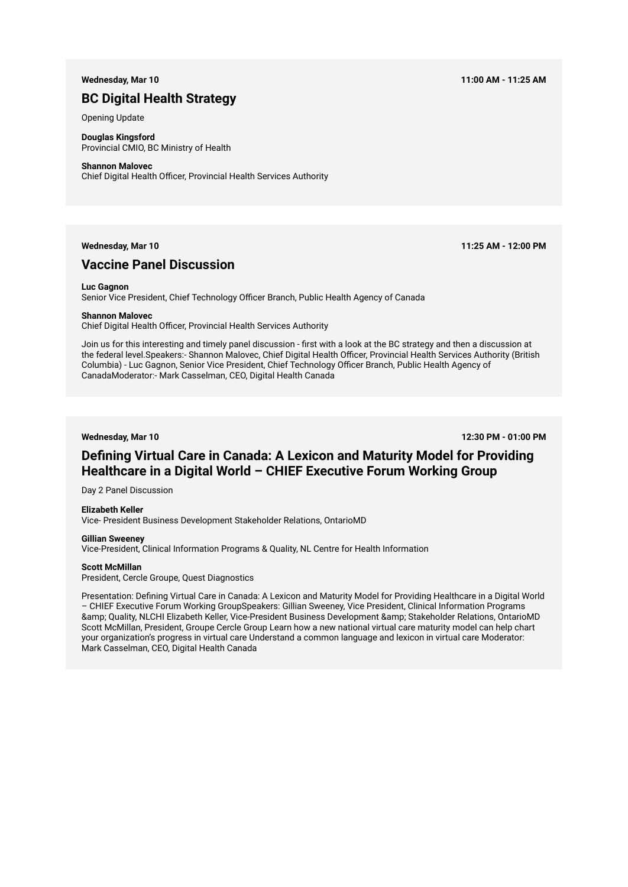**Wednesday, Mar 10** **11:00 AM - 11:25 AM**

## BC Digital Health Strategy

Opening Update

**Douglas Kingsford**
Provincial CMIO, BC Ministry of Health

**Shannon Malovec**
Chief Digital Health Officer, Provincial Health Services Authority

---

**Wednesday, Mar 10** **11:25 AM - 12:00 PM**

## Vaccine Panel Discussion

**Luc Gagnon**
Senior Vice President, Chief Technology Officer Branch, Public Health Agency of Canada

**Shannon Malovec**
Chief Digital Health Officer, Provincial Health Services Authority

Join us for this interesting and timely panel discussion - first with a look at the BC strategy and then a discussion at the federal level.Speakers:- Shannon Malovec, Chief Digital Health Officer, Provincial Health Services Authority (British Columbia) - Luc Gagnon, Senior Vice President, Chief Technology Officer Branch, Public Health Agency of CanadaModerator:- Mark Casselman, CEO, Digital Health Canada

---

**Wednesday, Mar 10** **12:30 PM - 01:00 PM**

## Defining Virtual Care in Canada: A Lexicon and Maturity Model for Providing Healthcare in a Digital World – CHIEF Executive Forum Working Group

Day 2 Panel Discussion

**Elizabeth Keller**
Vice- President Business Development Stakeholder Relations, OntarioMD

**Gillian Sweeney**
Vice-President, Clinical Information Programs & Quality, NL Centre for Health Information

**Scott McMillan**
President, Cercle Groupe, Quest Diagnostics

Presentation: Defining Virtual Care in Canada: A Lexicon and Maturity Model for Providing Healthcare in a Digital World – CHIEF Executive Forum Working GroupSpeakers: Gillian Sweeney, Vice President, Clinical Information Programs &amp; Quality, NLCHI Elizabeth Keller, Vice-President Business Development &amp; Stakeholder Relations, OntarioMD Scott McMillan, President, Groupe Cercle Group Learn how a new national virtual care maturity model can help chart your organization's progress in virtual care Understand a common language and lexicon in virtual care Moderator: Mark Casselman, CEO, Digital Health Canada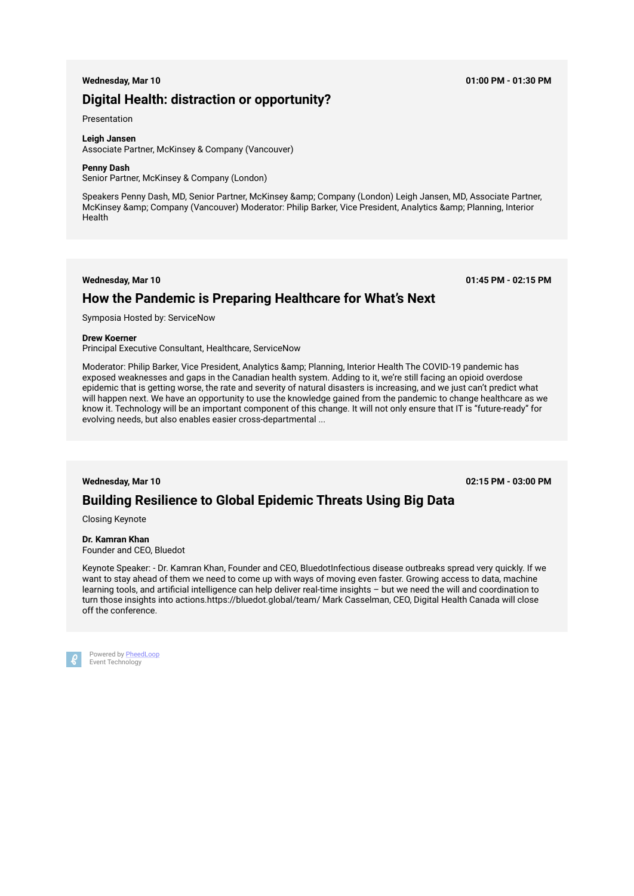**Wednesday, Mar 10** **01:00 PM - 01:30 PM**

## Digital Health: distraction or opportunity?

Presentation

**Leigh Jansen**
Associate Partner, McKinsey & Company (Vancouver)

**Penny Dash**
Senior Partner, McKinsey & Company (London)

Speakers Penny Dash, MD, Senior Partner, McKinsey &amp; Company (London) Leigh Jansen, MD, Associate Partner, McKinsey &amp; Company (Vancouver) Moderator: Philip Barker, Vice President, Analytics &amp; Planning, Interior Health

**Wednesday, Mar 10** **01:45 PM - 02:15 PM**

## How the Pandemic is Preparing Healthcare for What's Next

Symposia Hosted by: ServiceNow

**Drew Koerner**
Principal Executive Consultant, Healthcare, ServiceNow

Moderator: Philip Barker, Vice President, Analytics &amp; Planning, Interior Health The COVID-19 pandemic has exposed weaknesses and gaps in the Canadian health system. Adding to it, we're still facing an opioid overdose epidemic that is getting worse, the rate and severity of natural disasters is increasing, and we just can't predict what will happen next. We have an opportunity to use the knowledge gained from the pandemic to change healthcare as we know it. Technology will be an important component of this change. It will not only ensure that IT is "future-ready" for evolving needs, but also enables easier cross-departmental ...

**Wednesday, Mar 10** **02:15 PM - 03:00 PM**

## Building Resilience to Global Epidemic Threats Using Big Data

Closing Keynote

**Dr. Kamran Khan**
Founder and CEO, Bluedot

Keynote Speaker: - Dr. Kamran Khan, Founder and CEO, BluedotInfectious disease outbreaks spread very quickly. If we want to stay ahead of them we need to come up with ways of moving even faster. Growing access to data, machine learning tools, and artificial intelligence can help deliver real-time insights – but we need the will and coordination to turn those insights into actions.https://bluedot.global/team/ Mark Casselman, CEO, Digital Health Canada will close off the conference.